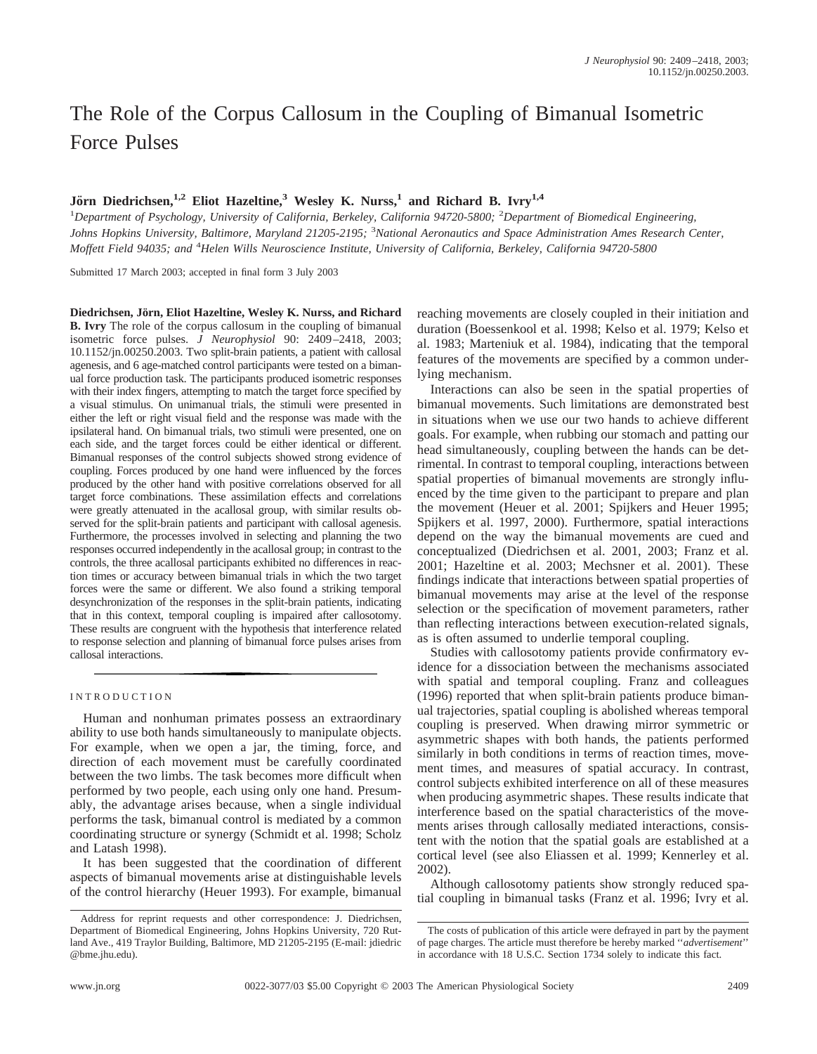# The Role of the Corpus Callosum in the Coupling of Bimanual Isometric Force Pulses

**Jörn Diedrichsen,[1,2] Eliot Hazeltine,[3] Wesley K. Nurss,[1] and Richard B. Ivry[1,4]**

[1]*Department of Psychology, University of California, Berkeley, California 94720-5800;* [2]*Department of Biomedical Engineering, Johns Hopkins University, Baltimore, Maryland 21205-2195;* [3]*National Aeronautics and Space Administration Ames Research Center, Moffett Field 94035; and* [4]*Helen Wills Neuroscience Institute, University of California, Berkeley, California 94720-5800*

Submitted 17 March 2003; accepted in final form 3 July 2003

**Diedrichsen, Jörn, Eliot Hazeltine, Wesley K. Nurss, and Richard B. Ivry** The role of the corpus callosum in the coupling of bimanual isometric force pulses. *J Neurophysiol* 90: 2409–2418, 2003; 10.1152/jn.00250.2003. Two split-brain patients, a patient with callosal agenesis, and 6 age-matched control participants were tested on a bimanual force production task. The participants produced isometric responses with their index fingers, attempting to match the target force specified by a visual stimulus. On unimanual trials, the stimuli were presented in either the left or right visual field and the response was made with the ipsilateral hand. On bimanual trials, two stimuli were presented, one on each side, and the target forces could be either identical or different. Bimanual responses of the control subjects showed strong evidence of coupling. Forces produced by one hand were influenced by the forces produced by the other hand with positive correlations observed for all target force combinations. These assimilation effects and correlations were greatly attenuated in the acallosal group, with similar results observed for the split-brain patients and participant with callosal agenesis. Furthermore, the processes involved in selecting and planning the two responses occurred independently in the acallosal group; in contrast to the controls, the three acallosal participants exhibited no differences in reaction times or accuracy between bimanual trials in which the two target forces were the same or different. We also found a striking temporal desynchronization of the responses in the split-brain patients, indicating that in this context, temporal coupling is impaired after callosotomy. These results are congruent with the hypothesis that interference related to response selection and planning of bimanual force pulses arises from callosal interactions.

## INTRODUCTION

Human and nonhuman primates possess an extraordinary ability to use both hands simultaneously to manipulate objects. For example, when we open a jar, the timing, force, and direction of each movement must be carefully coordinated between the two limbs. The task becomes more difficult when performed by two people, each using only one hand. Presumably, the advantage arises because, when a single individual performs the task, bimanual control is mediated by a common coordinating structure or synergy (Schmidt et al. 1998; Scholz and Latash 1998).

It has been suggested that the coordination of different aspects of bimanual movements arise at distinguishable levels of the control hierarchy (Heuer 1993). For example, bimanual reaching movements are closely coupled in their initiation and duration (Boessenkool et al. 1998; Kelso et al. 1979; Kelso et al. 1983; Marteniuk et al. 1984), indicating that the temporal features of the movements are specified by a common underlying mechanism.

Interactions can also be seen in the spatial properties of bimanual movements. Such limitations are demonstrated best in situations when we use our two hands to achieve different goals. For example, when rubbing our stomach and patting our head simultaneously, coupling between the hands can be detrimental. In contrast to temporal coupling, interactions between spatial properties of bimanual movements are strongly influenced by the time given to the participant to prepare and plan the movement (Heuer et al. 2001; Spijkers and Heuer 1995; Spijkers et al. 1997, 2000). Furthermore, spatial interactions depend on the way the bimanual movements are cued and conceptualized (Diedrichsen et al. 2001, 2003; Franz et al. 2001; Hazeltine et al. 2003; Mechsner et al. 2001). These findings indicate that interactions between spatial properties of bimanual movements may arise at the level of the response selection or the specification of movement parameters, rather than reflecting interactions between execution-related signals, as is often assumed to underlie temporal coupling.

Studies with callosotomy patients provide confirmatory evidence for a dissociation between the mechanisms associated with spatial and temporal coupling. Franz and colleagues (1996) reported that when split-brain patients produce bimanual trajectories, spatial coupling is abolished whereas temporal coupling is preserved. When drawing mirror symmetric or asymmetric shapes with both hands, the patients performed similarly in both conditions in terms of reaction times, movement times, and measures of spatial accuracy. In contrast, control subjects exhibited interference on all of these measures when producing asymmetric shapes. These results indicate that interference based on the spatial characteristics of the movements arises through callosally mediated interactions, consistent with the notion that the spatial goals are established at a cortical level (see also Eliassen et al. 1999; Kennerley et al. 2002).

Although callosotomy patients show strongly reduced spatial coupling in bimanual tasks (Franz et al. 1996; Ivry et al.

Address for reprint requests and other correspondence: J. Diedrichsen, Department of Biomedical Engineering, Johns Hopkins University, 720 Rutland Ave., 419 Traylor Building, Baltimore, MD 21205-2195 (E-mail: jdiedric@bme.jhu.edu).

The costs of publication of this article were defrayed in part by the payment of page charges. The article must therefore be hereby marked ''*advertisement*'' in accordance with 18 U.S.C. Section 1734 solely to indicate this fact.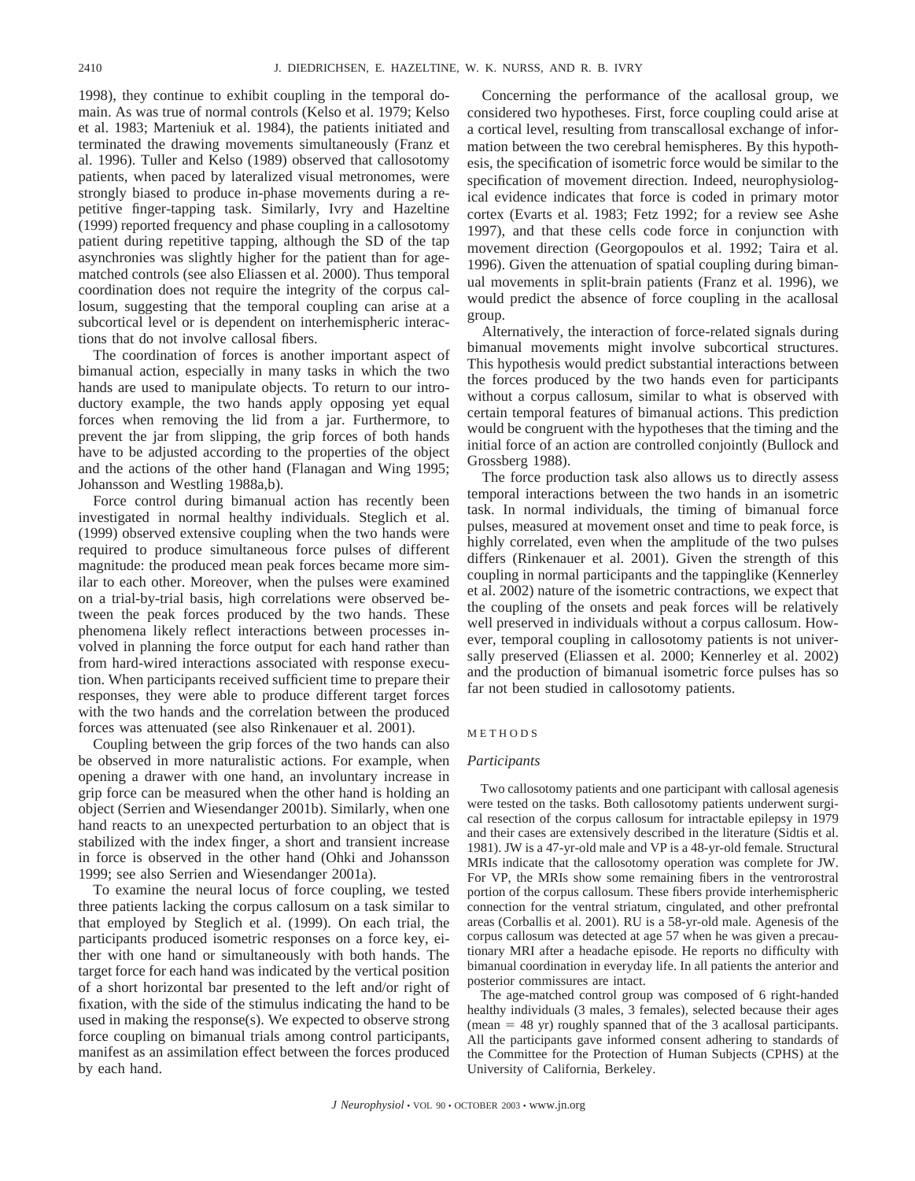1998), they continue to exhibit coupling in the temporal domain. As was true of normal controls (Kelso et al. 1979; Kelso et al. 1983; Marteniuk et al. 1984), the patients initiated and terminated the drawing movements simultaneously (Franz et al. 1996). Tuller and Kelso (1989) observed that callosotomy patients, when paced by lateralized visual metronomes, were strongly biased to produce in-phase movements during a repetitive finger-tapping task. Similarly, Ivry and Hazeltine (1999) reported frequency and phase coupling in a callosotomy patient during repetitive tapping, although the SD of the tap asynchronies was slightly higher for the patient than for age-matched controls (see also Eliassen et al. 2000). Thus temporal coordination does not require the integrity of the corpus callosum, suggesting that the temporal coupling can arise at a subcortical level or is dependent on interhemispheric interactions that do not involve callosal fibers.

The coordination of forces is another important aspect of bimanual action, especially in many tasks in which the two hands are used to manipulate objects. To return to our introductory example, the two hands apply opposing yet equal forces when removing the lid from a jar. Furthermore, to prevent the jar from slipping, the grip forces of both hands have to be adjusted according to the properties of the object and the actions of the other hand (Flanagan and Wing 1995; Johansson and Westling 1988a,b).

Force control during bimanual action has recently been investigated in normal healthy individuals. Steglich et al. (1999) observed extensive coupling when the two hands were required to produce simultaneous force pulses of different magnitude: the produced mean peak forces became more similar to each other. Moreover, when the pulses were examined on a trial-by-trial basis, high correlations were observed between the peak forces produced by the two hands. These phenomena likely reflect interactions between processes involved in planning the force output for each hand rather than from hard-wired interactions associated with response execution. When participants received sufficient time to prepare their responses, they were able to produce different target forces with the two hands and the correlation between the produced forces was attenuated (see also Rinkenauer et al. 2001).

Coupling between the grip forces of the two hands can also be observed in more naturalistic actions. For example, when opening a drawer with one hand, an involuntary increase in grip force can be measured when the other hand is holding an object (Serrien and Wiesendanger 2001b). Similarly, when one hand reacts to an unexpected perturbation to an object that is stabilized with the index finger, a short and transient increase in force is observed in the other hand (Ohki and Johansson 1999; see also Serrien and Wiesendanger 2001a).

To examine the neural locus of force coupling, we tested three patients lacking the corpus callosum on a task similar to that employed by Steglich et al. (1999). On each trial, the participants produced isometric responses on a force key, either with one hand or simultaneously with both hands. The target force for each hand was indicated by the vertical position of a short horizontal bar presented to the left and/or right of fixation, with the side of the stimulus indicating the hand to be used in making the response(s). We expected to observe strong force coupling on bimanual trials among control participants, manifest as an assimilation effect between the forces produced by each hand.

Concerning the performance of the acallosal group, we considered two hypotheses. First, force coupling could arise at a cortical level, resulting from transcallosal exchange of information between the two cerebral hemispheres. By this hypothesis, the specification of isometric force would be similar to the specification of movement direction. Indeed, neurophysiological evidence indicates that force is coded in primary motor cortex (Evarts et al. 1983; Fetz 1992; for a review see Ashe 1997), and that these cells code force in conjunction with movement direction (Georgopoulos et al. 1992; Taira et al. 1996). Given the attenuation of spatial coupling during bimanual movements in split-brain patients (Franz et al. 1996), we would predict the absence of force coupling in the acallosal group.

Alternatively, the interaction of force-related signals during bimanual movements might involve subcortical structures. This hypothesis would predict substantial interactions between the forces produced by the two hands even for participants without a corpus callosum, similar to what is observed with certain temporal features of bimanual actions. This prediction would be congruent with the hypotheses that the timing and the initial force of an action are controlled conjointly (Bullock and Grossberg 1988).

The force production task also allows us to directly assess temporal interactions between the two hands in an isometric task. In normal individuals, the timing of bimanual force pulses, measured at movement onset and time to peak force, is highly correlated, even when the amplitude of the two pulses differs (Rinkenauer et al. 2001). Given the strength of this coupling in normal participants and the tappinglike (Kennerley et al. 2002) nature of the isometric contractions, we expect that the coupling of the onsets and peak forces will be relatively well preserved in individuals without a corpus callosum. However, temporal coupling in callosotomy patients is not universally preserved (Eliassen et al. 2000; Kennerley et al. 2002) and the production of bimanual isometric force pulses has so far not been studied in callosotomy patients.

## METHODS

### *Participants*

Two callosotomy patients and one participant with callosal agenesis were tested on the tasks. Both callosotomy patients underwent surgical resection of the corpus callosum for intractable epilepsy in 1979 and their cases are extensively described in the literature (Sidtis et al. 1981). JW is a 47-yr-old male and VP is a 48-yr-old female. Structural MRIs indicate that the callosotomy operation was complete for JW. For VP, the MRIs show some remaining fibers in the ventrorostral portion of the corpus callosum. These fibers provide interhemispheric connection for the ventral striatum, cingulated, and other prefrontal areas (Corballis et al. 2001). RU is a 58-yr-old male. Agenesis of the corpus callosum was detected at age 57 when he was given a precautionary MRI after a headache episode. He reports no difficulty with bimanual coordination in everyday life. In all patients the anterior and posterior commissures are intact.

The age-matched control group was composed of 6 right-handed healthy individuals (3 males, 3 females), selected because their ages (mean = 48 yr) roughly spanned that of the 3 acallosal participants. All the participants gave informed consent adhering to standards of the Committee for the Protection of Human Subjects (CPHS) at the University of California, Berkeley.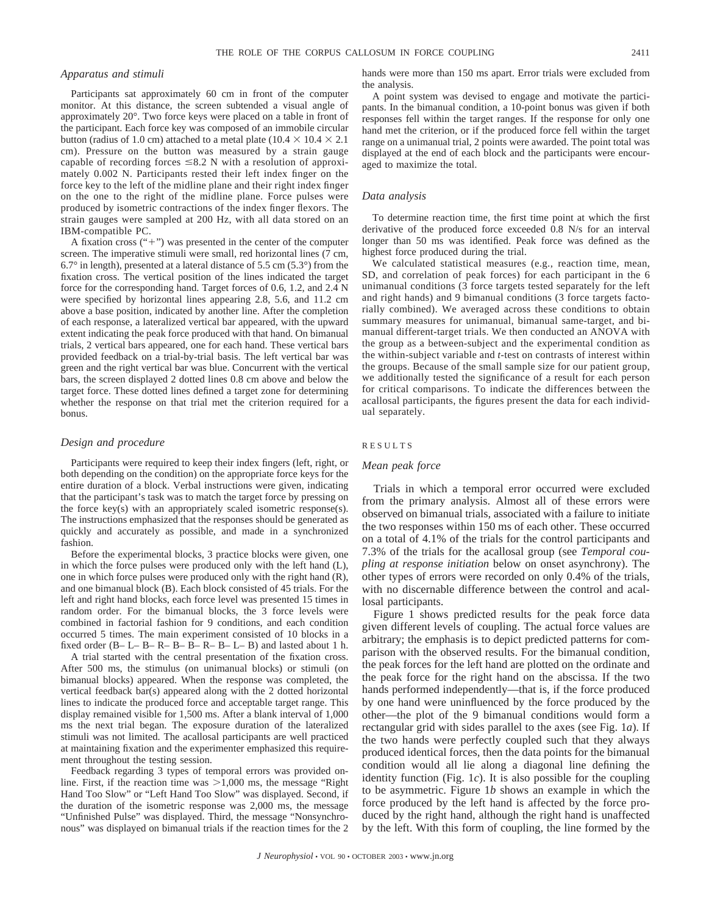### *Apparatus and stimuli*

Participants sat approximately 60 cm in front of the computer monitor. At this distance, the screen subtended a visual angle of approximately 20°. Two force keys were placed on a table in front of the participant. Each force key was composed of an immobile circular button (radius of 1.0 cm) attached to a metal plate (10.4 × 10.4 × 2.1 cm). Pressure on the button was measured by a strain gauge capable of recording forces ≤8.2 N with a resolution of approximately 0.002 N. Participants rested their left index finger on the force key to the left of the midline plane and their right index finger on the one to the right of the midline plane. Force pulses were produced by isometric contractions of the index finger flexors. The strain gauges were sampled at 200 Hz, with all data stored on an IBM-compatible PC.

A fixation cross ("+") was presented in the center of the computer screen. The imperative stimuli were small, red horizontal lines (7 cm, 6.7° in length), presented at a lateral distance of 5.5 cm (5.3°) from the fixation cross. The vertical position of the lines indicated the target force for the corresponding hand. Target forces of 0.6, 1.2, and 2.4 N were specified by horizontal lines appearing 2.8, 5.6, and 11.2 cm above a base position, indicated by another line. After the completion of each response, a lateralized vertical bar appeared, with the upward extent indicating the peak force produced with that hand. On bimanual trials, 2 vertical bars appeared, one for each hand. These vertical bars provided feedback on a trial-by-trial basis. The left vertical bar was green and the right vertical bar was blue. Concurrent with the vertical bars, the screen displayed 2 dotted lines 0.8 cm above and below the target force. These dotted lines defined a target zone for determining whether the response on that trial met the criterion required for a bonus.

### *Design and procedure*

Participants were required to keep their index fingers (left, right, or both depending on the condition) on the appropriate force keys for the entire duration of a block. Verbal instructions were given, indicating that the participant's task was to match the target force by pressing on the force key(s) with an appropriately scaled isometric response(s). The instructions emphasized that the responses should be generated as quickly and accurately as possible, and made in a synchronized fashion.

Before the experimental blocks, 3 practice blocks were given, one in which the force pulses were produced only with the left hand (L), one in which force pulses were produced only with the right hand (R), and one bimanual block (B). Each block consisted of 45 trials. For the left and right hand blocks, each force level was presented 15 times in random order. For the bimanual blocks, the 3 force levels were combined in factorial fashion for 9 conditions, and each condition occurred 5 times. The main experiment consisted of 10 blocks in a fixed order (B– L– B– R– B– B– R– B– L– B) and lasted about 1 h.

A trial started with the central presentation of the fixation cross. After 500 ms, the stimulus (on unimanual blocks) or stimuli (on bimanual blocks) appeared. When the response was completed, the vertical feedback bar(s) appeared along with the 2 dotted horizontal lines to indicate the produced force and acceptable target range. This display remained visible for 1,500 ms. After a blank interval of 1,000 ms the next trial began. The exposure duration of the lateralized stimuli was not limited. The acallosal participants are well practiced at maintaining fixation and the experimenter emphasized this requirement throughout the testing session.

Feedback regarding 3 types of temporal errors was provided online. First, if the reaction time was >1,000 ms, the message "Right Hand Too Slow" or "Left Hand Too Slow" was displayed. Second, if the duration of the isometric response was 2,000 ms, the message "Unfinished Pulse" was displayed. Third, the message "Nonsynchronous" was displayed on bimanual trials if the reaction times for the 2 hands were more than 150 ms apart. Error trials were excluded from the analysis.

A point system was devised to engage and motivate the participants. In the bimanual condition, a 10-point bonus was given if both responses fell within the target ranges. If the response for only one hand met the criterion, or if the produced force fell within the target range on a unimanual trial, 2 points were awarded. The point total was displayed at the end of each block and the participants were encouraged to maximize the total.

### *Data analysis*

To determine reaction time, the first time point at which the first derivative of the produced force exceeded 0.8 N/s for an interval longer than 50 ms was identified. Peak force was defined as the highest force produced during the trial.

We calculated statistical measures (e.g., reaction time, mean, SD, and correlation of peak forces) for each participant in the 6 unimanual conditions (3 force targets tested separately for the left and right hands) and 9 bimanual conditions (3 force targets factorially combined). We averaged across these conditions to obtain summary measures for unimanual, bimanual same-target, and bimanual different-target trials. We then conducted an ANOVA with the group as a between-subject and the experimental condition as the within-subject variable and *t*-test on contrasts of interest within the groups. Because of the small sample size for our patient group, we additionally tested the significance of a result for each person for critical comparisons. To indicate the differences between the acallosal participants, the figures present the data for each individual separately.

## RESULTS

### *Mean peak force*

Trials in which a temporal error occurred were excluded from the primary analysis. Almost all of these errors were observed on bimanual trials, associated with a failure to initiate the two responses within 150 ms of each other. These occurred on a total of 4.1% of the trials for the control participants and 7.3% of the trials for the acallosal group (see *Temporal coupling at response initiation* below on onset asynchrony). The other types of errors were recorded on only 0.4% of the trials, with no discernable difference between the control and acallosal participants.

Figure 1 shows predicted results for the peak force data given different levels of coupling. The actual force values are arbitrary; the emphasis is to depict predicted patterns for comparison with the observed results. For the bimanual condition, the peak forces for the left hand are plotted on the ordinate and the peak force for the right hand on the abscissa. If the two hands performed independently—that is, if the force produced by one hand were uninfluenced by the force produced by the other—the plot of the 9 bimanual conditions would form a rectangular grid with sides parallel to the axes (see Fig. 1*a*). If the two hands were perfectly coupled such that they always produced identical forces, then the data points for the bimanual condition would all lie along a diagonal line defining the identity function (Fig. 1*c*). It is also possible for the coupling to be asymmetric. Figure 1*b* shows an example in which the force produced by the left hand is affected by the force produced by the right hand, although the right hand is unaffected by the left. With this form of coupling, the line formed by the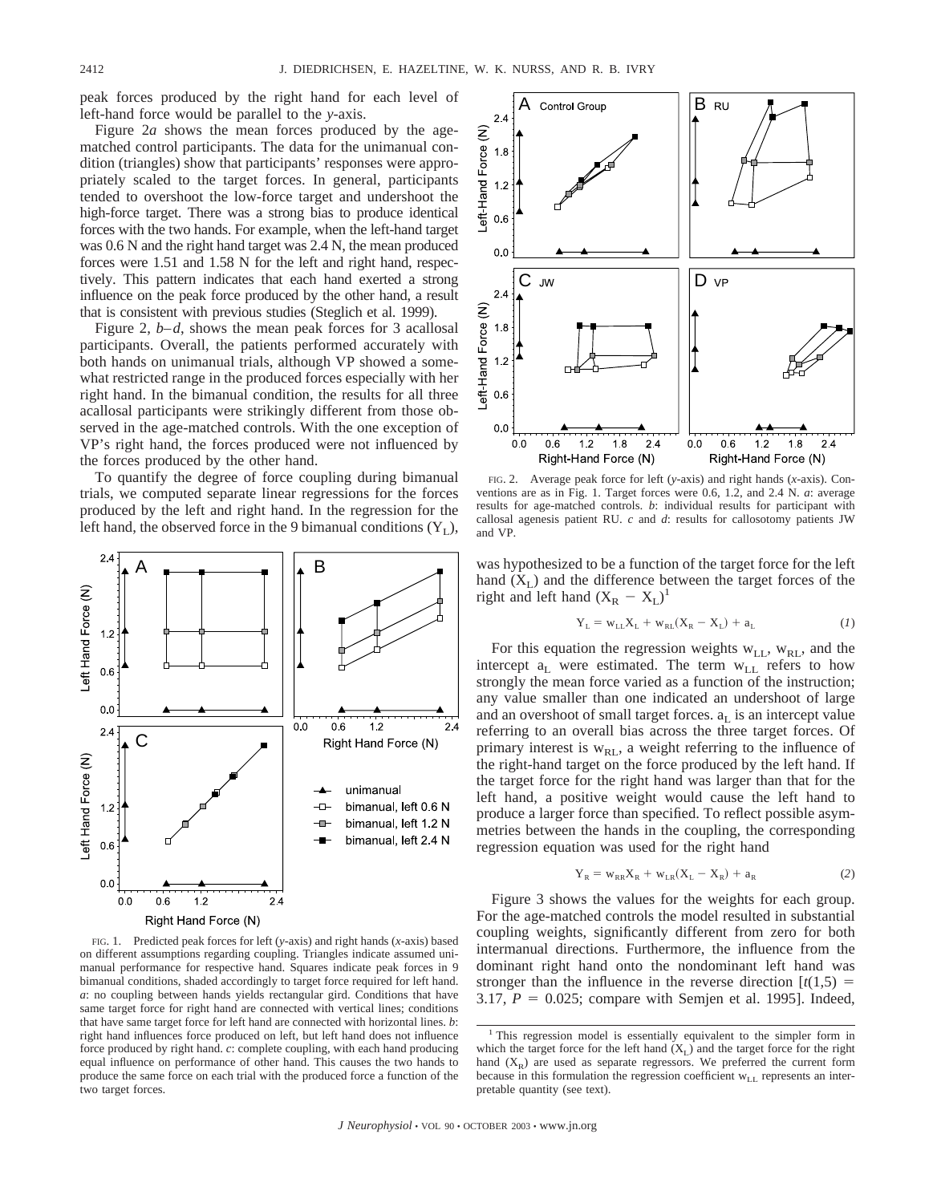peak forces produced by the right hand for each level of left-hand force would be parallel to the *y*-axis.

Figure 2*a* shows the mean forces produced by the age-matched control participants. The data for the unimanual condition (triangles) show that participants' responses were appropriately scaled to the target forces. In general, participants tended to overshoot the low-force target and undershoot the high-force target. There was a strong bias to produce identical forces with the two hands. For example, when the left-hand target was 0.6 N and the right hand target was 2.4 N, the mean produced forces were 1.51 and 1.58 N for the left and right hand, respectively. This pattern indicates that each hand exerted a strong influence on the peak force produced by the other hand, a result that is consistent with previous studies (Steglich et al. 1999).

Figure 2, *b–d*, shows the mean peak forces for 3 acallosal participants. Overall, the patients performed accurately with both hands on unimanual trials, although VP showed a somewhat restricted range in the produced forces especially with her right hand. In the bimanual condition, the results for all three acallosal participants were strikingly different from those observed in the age-matched controls. With the one exception of VP's right hand, the forces produced were not influenced by the forces produced by the other hand.

To quantify the degree of force coupling during bimanual trials, we computed separate linear regressions for the forces produced by the left and right hand. In the regression for the left hand, the observed force in the 9 bimanual conditions ($Y_L$), was hypothesized to be a function of the target force for the left hand ($X_L$) and the difference between the target forces of the right and left hand ($X_R - X_L$)[1]

$$Y_L = w_{LL}X_L + w_{RL}(X_R - X_L) + a_L \qquad (1)$$

For this equation the regression weights $w_{LL}$, $w_{RL}$, and the intercept $a_L$ were estimated. The term $w_{LL}$ refers to how strongly the mean force varied as a function of the instruction; any value smaller than one indicated an undershoot of large and an overshoot of small target forces. $a_L$ is an intercept value referring to an overall bias across the three target forces. Of primary interest is $w_{RL}$, a weight referring to the influence of the right-hand target on the force produced by the left hand. If the target force for the right hand was larger than that for the left hand, a positive weight would cause the left hand to produce a larger force than specified. To reflect possible asymmetries between the hands in the coupling, the corresponding regression equation was used for the right hand

$$Y_R = w_{RR}X_R + w_{LR}(X_L - X_R) + a_R \qquad (2)$$

Figure 3 shows the values for the weights for each group. For the age-matched controls the model resulted in substantial coupling weights, significantly different from zero for both intermanual directions. Furthermore, the influence from the dominant right hand onto the nondominant left hand was stronger than the influence in the reverse direction [$t(1,5) = 3.17$, $P = 0.025$; compare with Semjen et al. 1995]. Indeed,

A
B
C
Left Hand Force (N)
Right Hand Force (N)
0.0
0.6
1.2
2.4
unimanual
bimanual, left 0.6 N
bimanual, left 1.2 N
bimanual, left 2.4 N

FIG. 1. Predicted peak forces for left (*y*-axis) and right hands (*x*-axis) based on different assumptions regarding coupling. Triangles indicate assumed unimanual performance for respective hand. Squares indicate peak forces in 9 bimanual conditions, shaded accordingly to target force required for left hand. *a*: no coupling between hands yields rectangular gird. Conditions that have same target force for right hand are connected with vertical lines; conditions that have same target force for left hand are connected with horizontal lines. *b*: right hand influences force produced on left, but left hand does not influence force produced by right hand. *c*: complete coupling, with each hand producing equal influence on performance of other hand. This causes the two hands to produce the same force on each trial with the produced force a function of the two target forces.

A Control Group
B RU
C JW
D VP
Left-Hand Force (N)
Right-Hand Force (N)
0.0
0.6
1.2
1.8
2.4

FIG. 2. Average peak force for left (*y*-axis) and right hands (*x*-axis). Conventions are as in Fig. 1. Target forces were 0.6, 1.2, and 2.4 N. *a*: average results for age-matched controls. *b*: individual results for participant with callosal agenesis patient RU. *c* and *d*: results for callosotomy patients JW and VP.

[1] This regression model is essentially equivalent to the simpler form in which the target force for the left hand ($X_L$) and the target force for the right hand ($X_R$) are used as separate regressors. We preferred the current form because in this formulation the regression coefficient $w_{LL}$ represents an interpretable quantity (see text).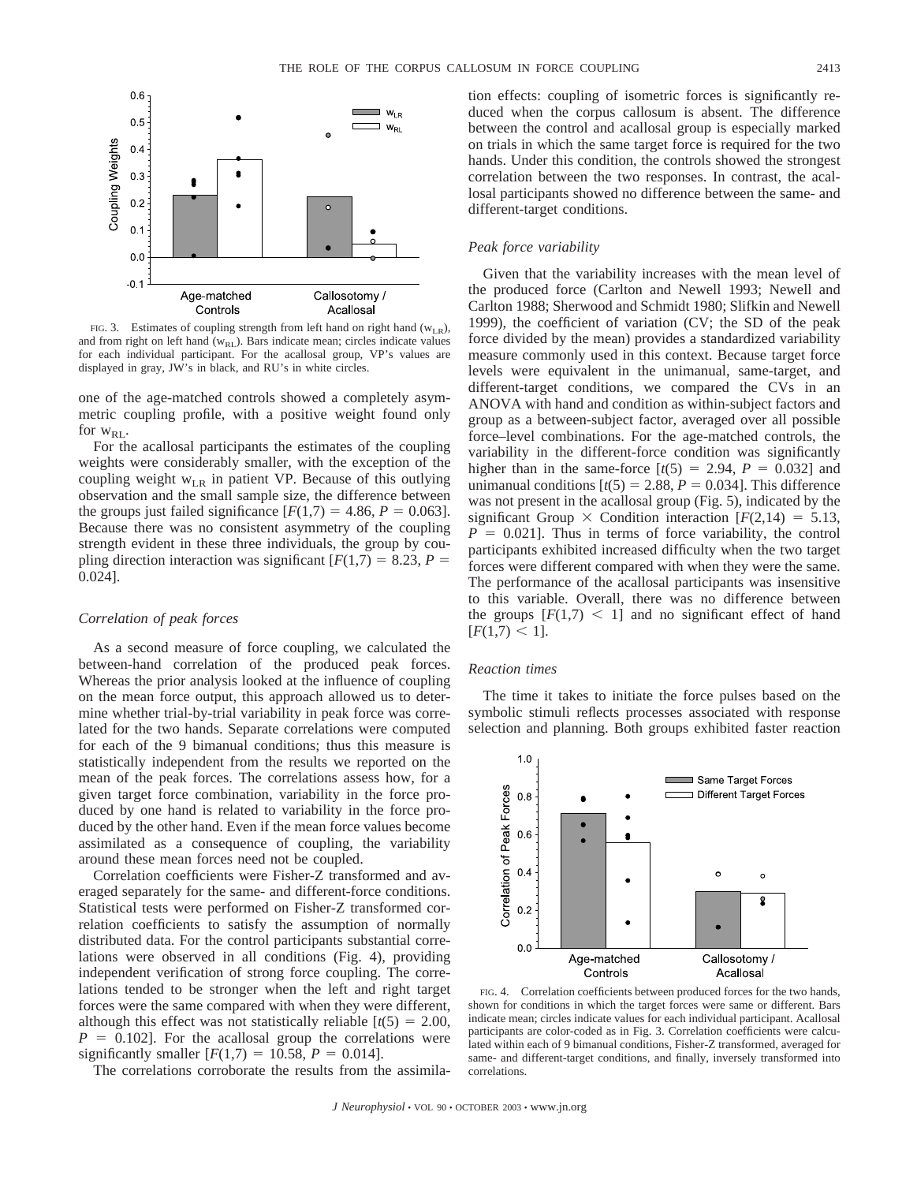0.6
0.5
0.4
0.3
0.2
0.1
0.0
-0.1

Coupling Weights

$w_{LR}$
$w_{RL}$

Age-matched Controls

Callosotomy / Acallosal

FIG. 3. Estimates of coupling strength from left hand on right hand ($w_{LR}$), and from right on left hand ($w_{RL}$). Bars indicate mean; circles indicate values for each individual participant. For the acallosal group, VP's values are displayed in gray, JW's in black, and RU's in white circles.

one of the age-matched controls showed a completely asymmetric coupling profile, with a positive weight found only for $w_{RL}$.

For the acallosal participants the estimates of the coupling weights were considerably smaller, with the exception of the coupling weight $w_{LR}$ in patient VP. Because of this outlying observation and the small sample size, the difference between the groups just failed significance [$F(1,7) = 4.86$, $P = 0.063$]. Because there was no consistent asymmetry of the coupling strength evident in these three individuals, the group by coupling direction interaction was significant [$F(1,7) = 8.23$, $P = 0.024$].

### *Correlation of peak forces*

As a second measure of force coupling, we calculated the between-hand correlation of the produced peak forces. Whereas the prior analysis looked at the influence of coupling on the mean force output, this approach allowed us to determine whether trial-by-trial variability in peak force was correlated for the two hands. Separate correlations were computed for each of the 9 bimanual conditions; thus this measure is statistically independent from the results we reported on the mean of the peak forces. The correlations assess how, for a given target force combination, variability in the force produced by one hand is related to variability in the force produced by the other hand. Even if the mean force values become assimilated as a consequence of coupling, the variability around these mean forces need not be coupled.

Correlation coefficients were Fisher-Z transformed and averaged separately for the same- and different-force conditions. Statistical tests were performed on Fisher-Z transformed correlation coefficients to satisfy the assumption of normally distributed data. For the control participants substantial correlations were observed in all conditions (Fig. 4), providing independent verification of strong force coupling. The correlations tended to be stronger when the left and right target forces were the same compared with when they were different, although this effect was not statistically reliable [$t(5) = 2.00$, $P = 0.102$]. For the acallosal group the correlations were significantly smaller [$F(1,7) = 10.58$, $P = 0.014$].

The correlations corroborate the results from the assimilation effects: coupling of isometric forces is significantly reduced when the corpus callosum is absent. The difference between the control and acallosal group is especially marked on trials in which the same target force is required for the two hands. Under this condition, the controls showed the strongest correlation between the two responses. In contrast, the acallosal participants showed no difference between the same- and different-target conditions.

### *Peak force variability*

Given that the variability increases with the mean level of the produced force (Carlton and Newell 1993; Newell and Carlton 1988; Sherwood and Schmidt 1980; Slifkin and Newell 1999), the coefficient of variation (CV; the SD of the peak force divided by the mean) provides a standardized variability measure commonly used in this context. Because target force levels were equivalent in the unimanual, same-target, and different-target conditions, we compared the CVs in an ANOVA with hand and condition as within-subject factors and group as a between-subject factor, averaged over all possible force–level combinations. For the age-matched controls, the variability in the different-force condition was significantly higher than in the same-force [$t(5) = 2.94$, $P = 0.032$] and unimanual conditions [$t(5) = 2.88$, $P = 0.034$]. This difference was not present in the acallosal group (Fig. 5), indicated by the significant Group $\times$ Condition interaction [$F(2,14) = 5.13$, $P = 0.021$]. Thus in terms of force variability, the control participants exhibited increased difficulty when the two target forces were different compared with when they were the same. The performance of the acallosal participants was insensitive to this variable. Overall, there was no difference between the groups [$F(1,7) < 1$] and no significant effect of hand [$F(1,7) < 1$].

### *Reaction times*

The time it takes to initiate the force pulses based on the symbolic stimuli reflects processes associated with response selection and planning. Both groups exhibited faster reaction

1.0
0.8
0.6
0.4
0.2
0.0

Correlation of Peak Forces

Same Target Forces
Different Target Forces

Age-matched Controls

Callosotomy / Acallosal

FIG. 4. Correlation coefficients between produced forces for the two hands, shown for conditions in which the target forces were same or different. Bars indicate mean; circles indicate values for each individual participant. Acallosal participants are color-coded as in Fig. 3. Correlation coefficients were calculated within each of 9 bimanual conditions, Fisher-Z transformed, averaged for same- and different-target conditions, and finally, inversely transformed into correlations.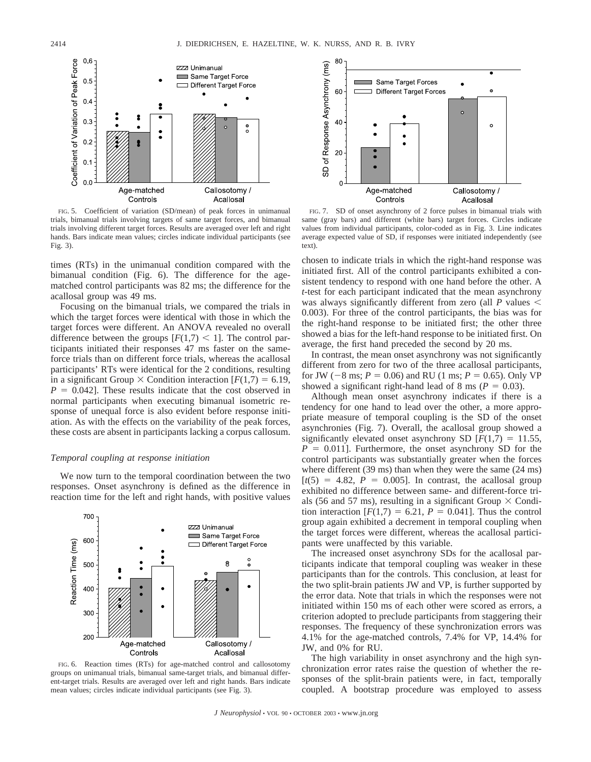Coefficient of Variation of Peak Force

0.6
0.5
0.4
0.3
0.2
0.1
0.0

Unimanual
Same Target Force
Different Target Force

Age-matched Controls
Callosotomy / Acallosal

FIG. 5. Coefficient of variation (SD/mean) of peak forces in unimanual trials, bimanual trials involving targets of same target forces, and bimanual trials involving different target forces. Results are averaged over left and right hands. Bars indicate mean values; circles indicate individual participants (see Fig. 3).

SD of Response Asynchrony (ms)

80
60
40
20
0

Same Target Forces
Different Target Forces

Age-matched Controls
Callosotomy / Acallosal

FIG. 7. SD of onset asynchrony of 2 force pulses in bimanual trials with same (gray bars) and different (white bars) target forces. Circles indicate values from individual participants, color-coded as in Fig. 3. Line indicates average expected value of SD, if responses were initiated independently (see text).

times (RTs) in the unimanual condition compared with the bimanual condition (Fig. 6). The difference for the age-matched control participants was 82 ms; the difference for the acallosal group was 49 ms.

Focusing on the bimanual trials, we compared the trials in which the target forces were identical with those in which the target forces were different. An ANOVA revealed no overall difference between the groups [$F(1,7) < 1$]. The control participants initiated their responses 47 ms faster on the same-force trials than on different force trials, whereas the acallosal participants' RTs were identical for the 2 conditions, resulting in a significant Group × Condition interaction [$F(1,7) = 6.19$, $P = 0.042$]. These results indicate that the cost observed in normal participants when executing bimanual isometric response of unequal force is also evident before response initiation. As with the effects on the variability of the peak forces, these costs are absent in participants lacking a corpus callosum.

### *Temporal coupling at response initiation*

We now turn to the temporal coordination between the two responses. Onset asynchrony is defined as the difference in reaction time for the left and right hands, with positive values chosen to indicate trials in which the right-hand response was initiated first. All of the control participants exhibited a consistent tendency to respond with one hand before the other. A *t*-test for each participant indicated that the mean asynchrony was always significantly different from zero (all $P$ values $<$ 0.003). For three of the control participants, the bias was for the right-hand response to be initiated first; the other three showed a bias for the left-hand response to be initiated first. On average, the first hand preceded the second by 20 ms.

Reaction Time (ms)

700
600
500
400
300
200

Unimanual
Same Target Force
Different Target Force

Age-matched Controls
Callosotomy / Acallosal

FIG. 6. Reaction times (RTs) for age-matched control and callosotomy groups on unimanual trials, bimanual same-target trials, and bimanual different-target trials. Results are averaged over left and right hands. Bars indicate mean values; circles indicate individual participants (see Fig. 3).

In contrast, the mean onset asynchrony was not significantly different from zero for two of the three acallosal participants, for JW (−8 ms; $P = 0.06$) and RU (1 ms; $P = 0.65$). Only VP showed a significant right-hand lead of 8 ms ($P = 0.03$).

Although mean onset asynchrony indicates if there is a tendency for one hand to lead over the other, a more appropriate measure of temporal coupling is the SD of the onset asynchronies (Fig. 7). Overall, the acallosal group showed a significantly elevated onset asynchrony SD [$F(1,7) = 11.55$, $P = 0.011$]. Furthermore, the onset asynchrony SD for the control participants was substantially greater when the forces where different (39 ms) than when they were the same (24 ms) [$t(5) = 4.82$, $P = 0.005$]. In contrast, the acallosal group exhibited no difference between same- and different-force trials (56 and 57 ms), resulting in a significant Group × Condition interaction [$F(1,7) = 6.21$, $P = 0.041$]. Thus the control group again exhibited a decrement in temporal coupling when the target forces were different, whereas the acallosal participants were unaffected by this variable.

The increased onset asynchrony SDs for the acallosal participants indicate that temporal coupling was weaker in these participants than for the controls. This conclusion, at least for the two split-brain patients JW and VP, is further supported by the error data. Note that trials in which the responses were not initiated within 150 ms of each other were scored as errors, a criterion adopted to preclude participants from staggering their responses. The frequency of these synchronization errors was 4.1% for the age-matched controls, 7.4% for VP, 14.4% for JW, and 0% for RU.

The high variability in onset asynchrony and the high synchronization error rates raise the question of whether the responses of the split-brain patients were, in fact, temporally coupled. A bootstrap procedure was employed to assess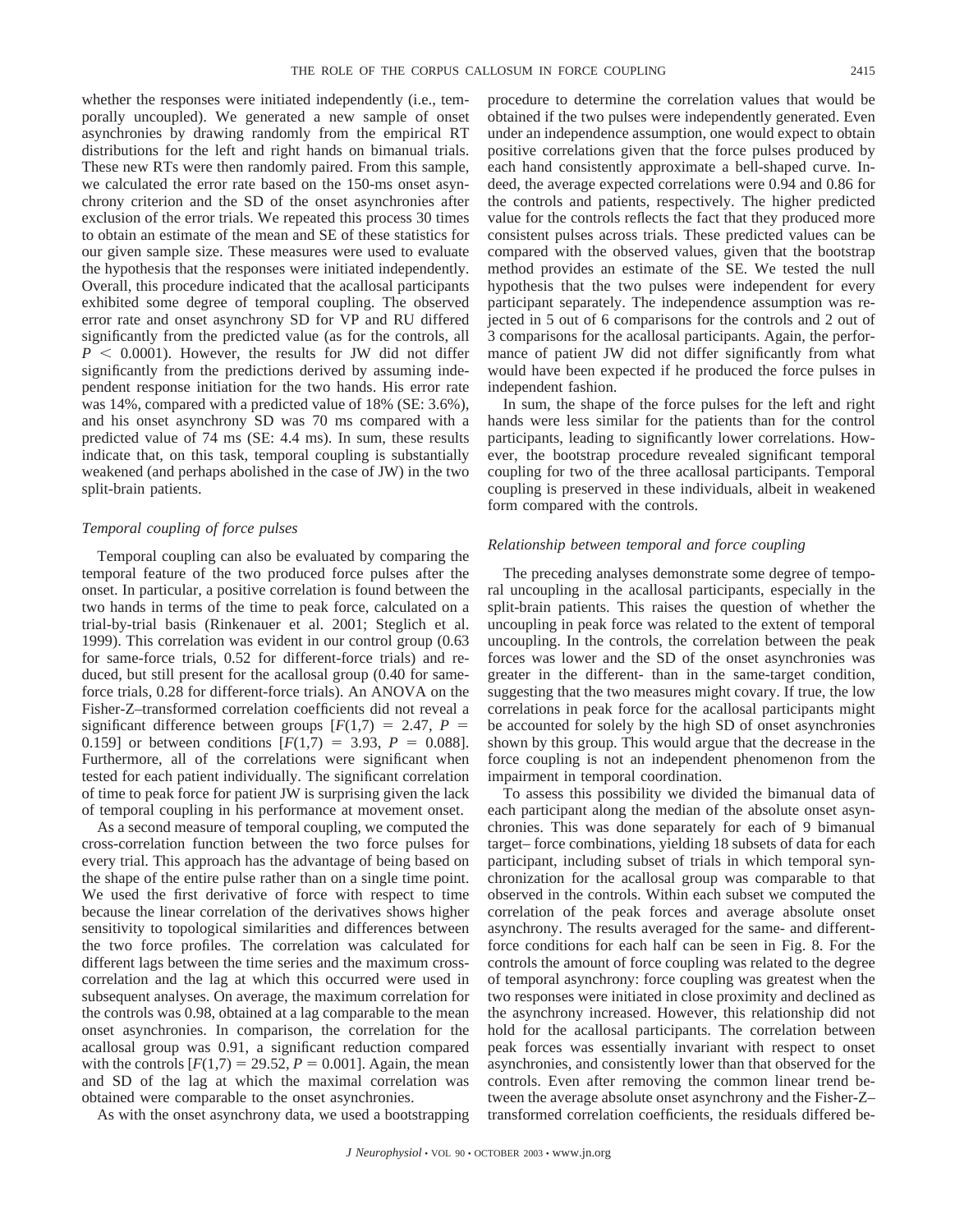whether the responses were initiated independently (i.e., temporally uncoupled). We generated a new sample of onset asynchronies by drawing randomly from the empirical RT distributions for the left and right hands on bimanual trials. These new RTs were then randomly paired. From this sample, we calculated the error rate based on the 150-ms onset asynchrony criterion and the SD of the onset asynchronies after exclusion of the error trials. We repeated this process 30 times to obtain an estimate of the mean and SE of these statistics for our given sample size. These measures were used to evaluate the hypothesis that the responses were initiated independently. Overall, this procedure indicated that the acallosal participants exhibited some degree of temporal coupling. The observed error rate and onset asynchrony SD for VP and RU differed significantly from the predicted value (as for the controls, all $P < 0.0001$). However, the results for JW did not differ significantly from the predictions derived by assuming independent response initiation for the two hands. His error rate was 14%, compared with a predicted value of 18% (SE: 3.6%), and his onset asynchrony SD was 70 ms compared with a predicted value of 74 ms (SE: 4.4 ms). In sum, these results indicate that, on this task, temporal coupling is substantially weakened (and perhaps abolished in the case of JW) in the two split-brain patients.

### *Temporal coupling of force pulses*

Temporal coupling can also be evaluated by comparing the temporal feature of the two produced force pulses after the onset. In particular, a positive correlation is found between the two hands in terms of the time to peak force, calculated on a trial-by-trial basis (Rinkenauer et al. 2001; Steglich et al. 1999). This correlation was evident in our control group (0.63 for same-force trials, 0.52 for different-force trials) and reduced, but still present for the acallosal group (0.40 for same-force trials, 0.28 for different-force trials). An ANOVA on the Fisher-Z–transformed correlation coefficients did not reveal a significant difference between groups [$F(1,7) = 2.47$, $P = 0.159$] or between conditions [$F(1,7) = 3.93$, $P = 0.088$]. Furthermore, all of the correlations were significant when tested for each patient individually. The significant correlation of time to peak force for patient JW is surprising given the lack of temporal coupling in his performance at movement onset.

As a second measure of temporal coupling, we computed the cross-correlation function between the two force pulses for every trial. This approach has the advantage of being based on the shape of the entire pulse rather than on a single time point. We used the first derivative of force with respect to time because the linear correlation of the derivatives shows higher sensitivity to topological similarities and differences between the two force profiles. The correlation was calculated for different lags between the time series and the maximum cross-correlation and the lag at which this occurred were used in subsequent analyses. On average, the maximum correlation for the controls was 0.98, obtained at a lag comparable to the mean onset asynchronies. In comparison, the correlation for the acallosal group was 0.91, a significant reduction compared with the controls [$F(1,7) = 29.52$, $P = 0.001$]. Again, the mean and SD of the lag at which the maximal correlation was obtained were comparable to the onset asynchronies.

As with the onset asynchrony data, we used a bootstrapping procedure to determine the correlation values that would be obtained if the two pulses were independently generated. Even under an independence assumption, one would expect to obtain positive correlations given that the force pulses produced by each hand consistently approximate a bell-shaped curve. Indeed, the average expected correlations were 0.94 and 0.86 for the controls and patients, respectively. The higher predicted value for the controls reflects the fact that they produced more consistent pulses across trials. These predicted values can be compared with the observed values, given that the bootstrap method provides an estimate of the SE. We tested the null hypothesis that the two pulses were independent for every participant separately. The independence assumption was rejected in 5 out of 6 comparisons for the controls and 2 out of 3 comparisons for the acallosal participants. Again, the performance of patient JW did not differ significantly from what would have been expected if he produced the force pulses in independent fashion.

In sum, the shape of the force pulses for the left and right hands were less similar for the patients than for the control participants, leading to significantly lower correlations. However, the bootstrap procedure revealed significant temporal coupling for two of the three acallosal participants. Temporal coupling is preserved in these individuals, albeit in weakened form compared with the controls.

### *Relationship between temporal and force coupling*

The preceding analyses demonstrate some degree of temporal uncoupling in the acallosal participants, especially in the split-brain patients. This raises the question of whether the uncoupling in peak force was related to the extent of temporal uncoupling. In the controls, the correlation between the peak forces was lower and the SD of the onset asynchronies was greater in the different- than in the same-target condition, suggesting that the two measures might covary. If true, the low correlations in peak force for the acallosal participants might be accounted for solely by the high SD of onset asynchronies shown by this group. This would argue that the decrease in the force coupling is not an independent phenomenon from the impairment in temporal coordination.

To assess this possibility we divided the bimanual data of each participant along the median of the absolute onset asynchronies. This was done separately for each of 9 bimanual target– force combinations, yielding 18 subsets of data for each participant, including subset of trials in which temporal synchronization for the acallosal group was comparable to that observed in the controls. Within each subset we computed the correlation of the peak forces and average absolute onset asynchrony. The results averaged for the same- and different-force conditions for each half can be seen in Fig. 8. For the controls the amount of force coupling was related to the degree of temporal asynchrony: force coupling was greatest when the two responses were initiated in close proximity and declined as the asynchrony increased. However, this relationship did not hold for the acallosal participants. The correlation between peak forces was essentially invariant with respect to onset asynchronies, and consistently lower than that observed for the controls. Even after removing the common linear trend between the average absolute onset asynchrony and the Fisher-Z–transformed correlation coefficients, the residuals differed be-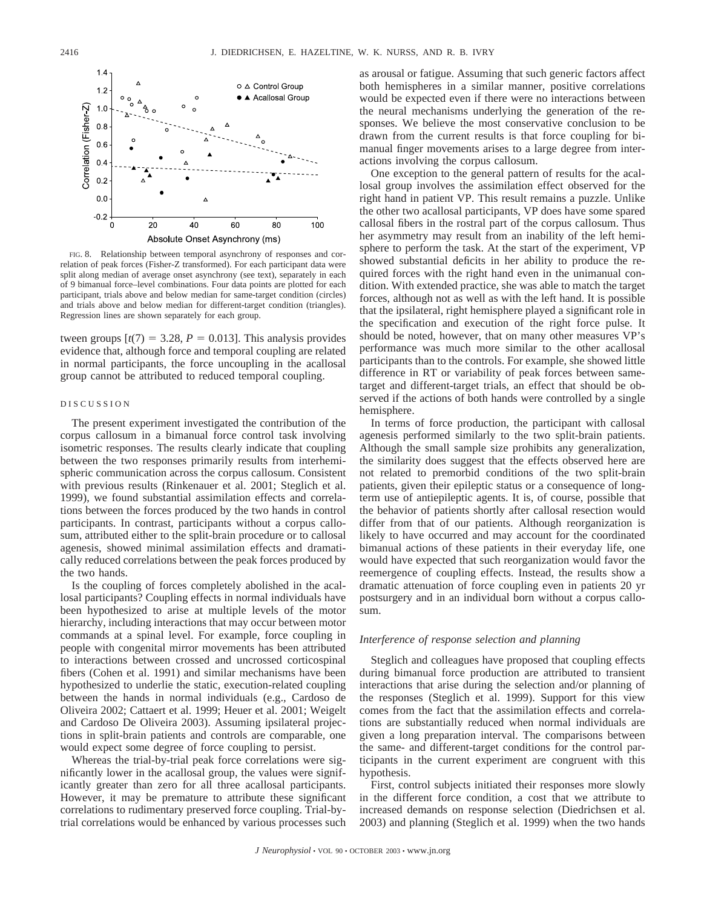1.4
1.2
1.0
0.8
0.6
0.4
0.2
0.0
-0.2

Correlation (Fisher-Z)

0 20 40 60 80 100

Absolute Onset Asynchrony (ms)

○ △ Control Group
● ▲ Acallosal Group

FIG. 8. Relationship between temporal asynchrony of responses and correlation of peak forces (Fisher-Z transformed). For each participant data were split along median of average onset asynchrony (see text), separately in each of 9 bimanual force–level combinations. Four data points are plotted for each participant, trials above and below median for same-target condition (circles) and trials above and below median for different-target condition (triangles). Regression lines are shown separately for each group.

tween groups [$t(7) = 3.28$, $P = 0.013$]. This analysis provides evidence that, although force and temporal coupling are related in normal participants, the force uncoupling in the acallosal group cannot be attributed to reduced temporal coupling.

## DISCUSSION

The present experiment investigated the contribution of the corpus callosum in a bimanual force control task involving isometric responses. The results clearly indicate that coupling between the two responses primarily results from interhemispheric communication across the corpus callosum. Consistent with previous results (Rinkenauer et al. 2001; Steglich et al. 1999), we found substantial assimilation effects and correlations between the forces produced by the two hands in control participants. In contrast, participants without a corpus callosum, attributed either to the split-brain procedure or to callosal agenesis, showed minimal assimilation effects and dramatically reduced correlations between the peak forces produced by the two hands.

Is the coupling of forces completely abolished in the acallosal participants? Coupling effects in normal individuals have been hypothesized to arise at multiple levels of the motor hierarchy, including interactions that may occur between motor commands at a spinal level. For example, force coupling in people with congenital mirror movements has been attributed to interactions between crossed and uncrossed corticospinal fibers (Cohen et al. 1991) and similar mechanisms have been hypothesized to underlie the static, execution-related coupling between the hands in normal individuals (e.g., Cardoso de Oliveira 2002; Cattaert et al. 1999; Heuer et al. 2001; Weigelt and Cardoso De Oliveira 2003). Assuming ipsilateral projections in split-brain patients and controls are comparable, one would expect some degree of force coupling to persist.

Whereas the trial-by-trial peak force correlations were significantly lower in the acallosal group, the values were significantly greater than zero for all three acallosal participants. However, it may be premature to attribute these significant correlations to rudimentary preserved force coupling. Trial-by-trial correlations would be enhanced by various processes such as arousal or fatigue. Assuming that such generic factors affect both hemispheres in a similar manner, positive correlations would be expected even if there were no interactions between the neural mechanisms underlying the generation of the responses. We believe the most conservative conclusion to be drawn from the current results is that force coupling for bimanual finger movements arises to a large degree from interactions involving the corpus callosum.

One exception to the general pattern of results for the acallosal group involves the assimilation effect observed for the right hand in patient VP. This result remains a puzzle. Unlike the other two acallosal participants, VP does have some spared callosal fibers in the rostral part of the corpus callosum. Thus her asymmetry may result from an inability of the left hemisphere to perform the task. At the start of the experiment, VP showed substantial deficits in her ability to produce the required forces with the right hand even in the unimanual condition. With extended practice, she was able to match the target forces, although not as well as with the left hand. It is possible that the ipsilateral, right hemisphere played a significant role in the specification and execution of the right force pulse. It should be noted, however, that on many other measures VP's performance was much more similar to the other acallosal participants than to the controls. For example, she showed little difference in RT or variability of peak forces between same-target and different-target trials, an effect that should be observed if the actions of both hands were controlled by a single hemisphere.

In terms of force production, the participant with callosal agenesis performed similarly to the two split-brain patients. Although the small sample size prohibits any generalization, the similarity does suggest that the effects observed here are not related to premorbid conditions of the two split-brain patients, given their epileptic status or a consequence of long-term use of antiepileptic agents. It is, of course, possible that the behavior of patients shortly after callosal resection would differ from that of our patients. Although reorganization is likely to have occurred and may account for the coordinated bimanual actions of these patients in their everyday life, one would have expected that such reorganization would favor the reemergence of coupling effects. Instead, the results show a dramatic attenuation of force coupling even in patients 20 yr postsurgery and in an individual born without a corpus callosum.

### *Interference of response selection and planning*

Steglich and colleagues have proposed that coupling effects during bimanual force production are attributed to transient interactions that arise during the selection and/or planning of the responses (Steglich et al. 1999). Support for this view comes from the fact that the assimilation effects and correlations are substantially reduced when normal individuals are given a long preparation interval. The comparisons between the same- and different-target conditions for the control participants in the current experiment are congruent with this hypothesis.

First, control subjects initiated their responses more slowly in the different force condition, a cost that we attribute to increased demands on response selection (Diedrichsen et al. 2003) and planning (Steglich et al. 1999) when the two hands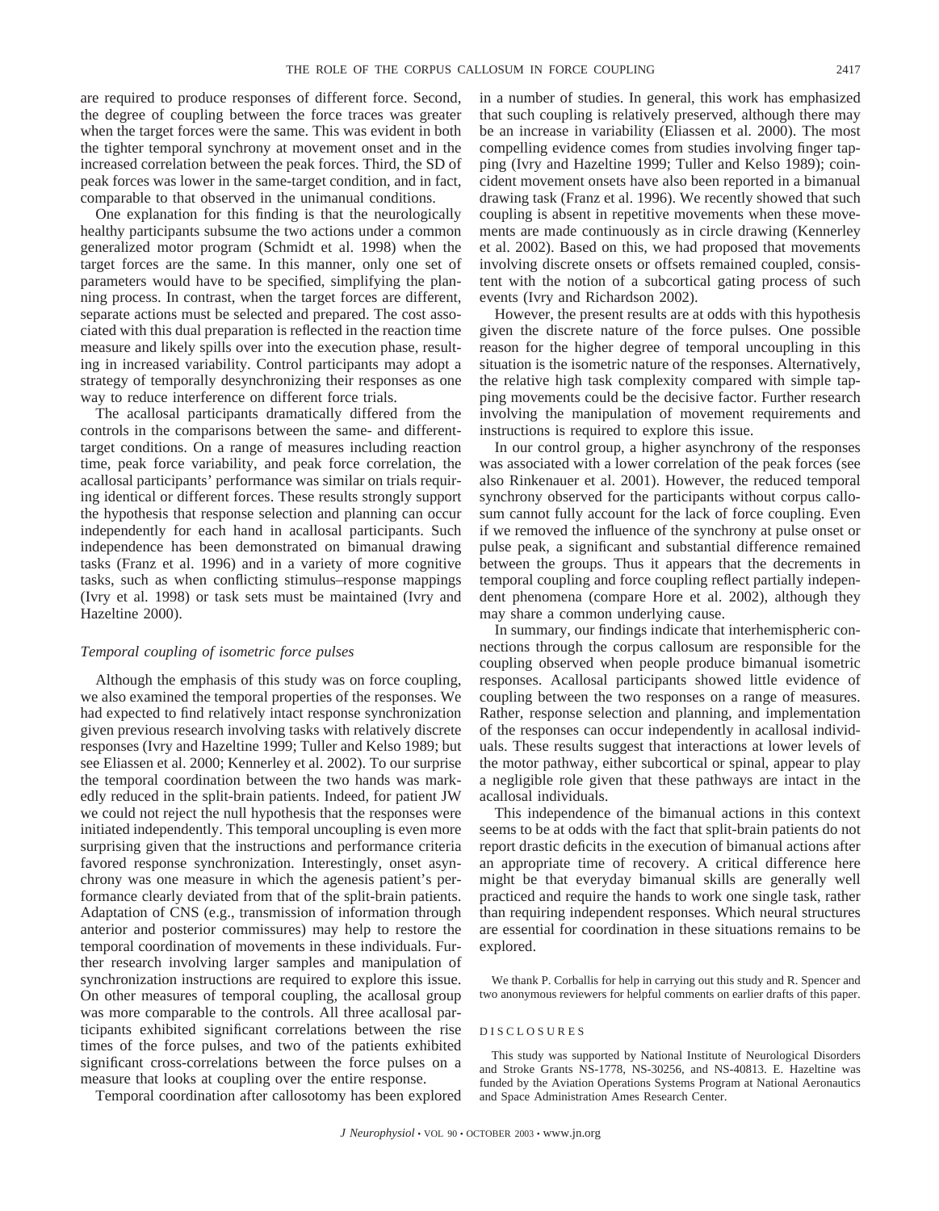are required to produce responses of different force. Second, the degree of coupling between the force traces was greater when the target forces were the same. This was evident in both the tighter temporal synchrony at movement onset and in the increased correlation between the peak forces. Third, the SD of peak forces was lower in the same-target condition, and in fact, comparable to that observed in the unimanual conditions.

One explanation for this finding is that the neurologically healthy participants subsume the two actions under a common generalized motor program (Schmidt et al. 1998) when the target forces are the same. In this manner, only one set of parameters would have to be specified, simplifying the planning process. In contrast, when the target forces are different, separate actions must be selected and prepared. The cost associated with this dual preparation is reflected in the reaction time measure and likely spills over into the execution phase, resulting in increased variability. Control participants may adopt a strategy of temporally desynchronizing their responses as one way to reduce interference on different force trials.

The acallosal participants dramatically differed from the controls in the comparisons between the same- and different-target conditions. On a range of measures including reaction time, peak force variability, and peak force correlation, the acallosal participants' performance was similar on trials requiring identical or different forces. These results strongly support the hypothesis that response selection and planning can occur independently for each hand in acallosal participants. Such independence has been demonstrated on bimanual drawing tasks (Franz et al. 1996) and in a variety of more cognitive tasks, such as when conflicting stimulus–response mappings (Ivry et al. 1998) or task sets must be maintained (Ivry and Hazeltine 2000).

### *Temporal coupling of isometric force pulses*

Although the emphasis of this study was on force coupling, we also examined the temporal properties of the responses. We had expected to find relatively intact response synchronization given previous research involving tasks with relatively discrete responses (Ivry and Hazeltine 1999; Tuller and Kelso 1989; but see Eliassen et al. 2000; Kennerley et al. 2002). To our surprise the temporal coordination between the two hands was markedly reduced in the split-brain patients. Indeed, for patient JW we could not reject the null hypothesis that the responses were initiated independently. This temporal uncoupling is even more surprising given that the instructions and performance criteria favored response synchronization. Interestingly, onset asynchrony was one measure in which the agenesis patient's performance clearly deviated from that of the split-brain patients. Adaptation of CNS (e.g., transmission of information through anterior and posterior commissures) may help to restore the temporal coordination of movements in these individuals. Further research involving larger samples and manipulation of synchronization instructions are required to explore this issue. On other measures of temporal coupling, the acallosal group was more comparable to the controls. All three acallosal participants exhibited significant correlations between the rise times of the force pulses, and two of the patients exhibited significant cross-correlations between the force pulses on a measure that looks at coupling over the entire response.

Temporal coordination after callosotomy has been explored in a number of studies. In general, this work has emphasized that such coupling is relatively preserved, although there may be an increase in variability (Eliassen et al. 2000). The most compelling evidence comes from studies involving finger tapping (Ivry and Hazeltine 1999; Tuller and Kelso 1989); coincident movement onsets have also been reported in a bimanual drawing task (Franz et al. 1996). We recently showed that such coupling is absent in repetitive movements when these movements are made continuously as in circle drawing (Kennerley et al. 2002). Based on this, we had proposed that movements involving discrete onsets or offsets remained coupled, consistent with the notion of a subcortical gating process of such events (Ivry and Richardson 2002).

However, the present results are at odds with this hypothesis given the discrete nature of the force pulses. One possible reason for the higher degree of temporal uncoupling in this situation is the isometric nature of the responses. Alternatively, the relative high task complexity compared with simple tapping movements could be the decisive factor. Further research involving the manipulation of movement requirements and instructions is required to explore this issue.

In our control group, a higher asynchrony of the responses was associated with a lower correlation of the peak forces (see also Rinkenauer et al. 2001). However, the reduced temporal synchrony observed for the participants without corpus callosum cannot fully account for the lack of force coupling. Even if we removed the influence of the synchrony at pulse onset or pulse peak, a significant and substantial difference remained between the groups. Thus it appears that the decrements in temporal coupling and force coupling reflect partially independent phenomena (compare Hore et al. 2002), although they may share a common underlying cause.

In summary, our findings indicate that interhemispheric connections through the corpus callosum are responsible for the coupling observed when people produce bimanual isometric responses. Acallosal participants showed little evidence of coupling between the two responses on a range of measures. Rather, response selection and planning, and implementation of the responses can occur independently in acallosal individuals. These results suggest that interactions at lower levels of the motor pathway, either subcortical or spinal, appear to play a negligible role given that these pathways are intact in the acallosal individuals.

This independence of the bimanual actions in this context seems to be at odds with the fact that split-brain patients do not report drastic deficits in the execution of bimanual actions after an appropriate time of recovery. A critical difference here might be that everyday bimanual skills are generally well practiced and require the hands to work one single task, rather than requiring independent responses. Which neural structures are essential for coordination in these situations remains to be explored.

We thank P. Corballis for help in carrying out this study and R. Spencer and two anonymous reviewers for helpful comments on earlier drafts of this paper.

## DISCLOSURES

This study was supported by National Institute of Neurological Disorders and Stroke Grants NS-1778, NS-30256, and NS-40813. E. Hazeltine was funded by the Aviation Operations Systems Program at National Aeronautics and Space Administration Ames Research Center.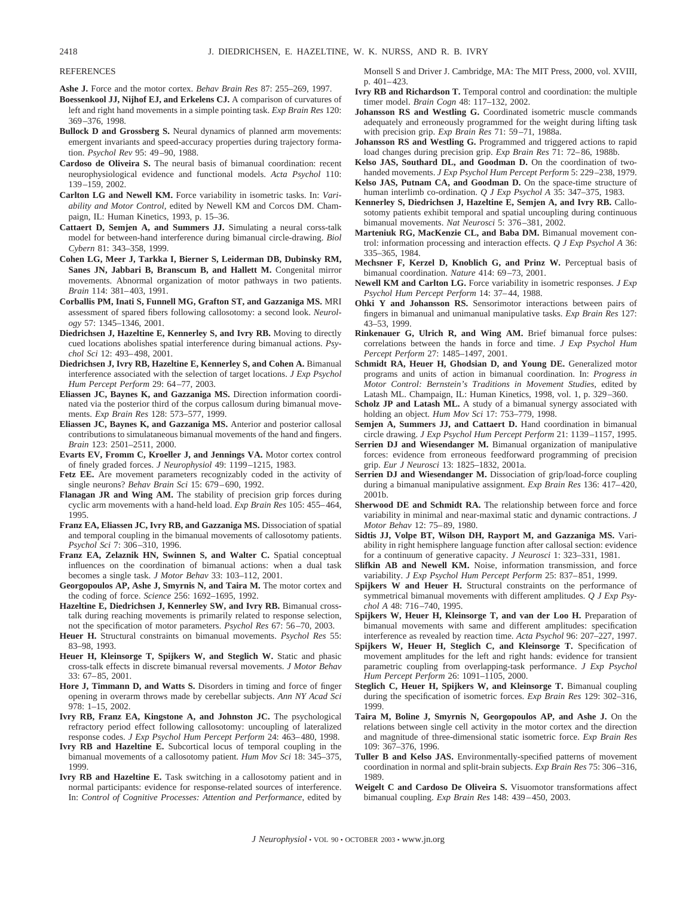## REFERENCES

**Ashe J.** Force and the motor cortex. *Behav Brain Res* 87: 255–269, 1997.

**Boessenkool JJ, Nijhof EJ, and Erkelens CJ.** A comparison of curvatures of left and right hand movements in a simple pointing task. *Exp Brain Res* 120: 369–376, 1998.

**Bullock D and Grossberg S.** Neural dynamics of planned arm movements: emergent invariants and speed-accuracy properties during trajectory formation. *Psychol Rev* 95: 49–90, 1988.

**Cardoso de Oliveira S.** The neural basis of bimanual coordination: recent neurophysiological evidence and functional models. *Acta Psychol* 110: 139–159, 2002.

**Carlton LG and Newell KM.** Force variability in isometric tasks. In: *Variability and Motor Control*, edited by Newell KM and Corcos DM. Champaign, IL: Human Kinetics, 1993, p. 15–36.

**Cattaert D, Semjen A, and Summers JJ.** Simulating a neural corss-talk model for between-hand interference during bimanual circle-drawing. *Biol Cybern* 81: 343–358, 1999.

**Cohen LG, Meer J, Tarkka I, Bierner S, Leiderman DB, Dubinsky RM, Sanes JN, Jabbari B, Branscum B, and Hallett M.** Congenital mirror movements. Abnormal organization of motor pathways in two patients. *Brain* 114: 381–403, 1991.

**Corballis PM, Inati S, Funnell MG, Grafton ST, and Gazzaniga MS.** MRI assessment of spared fibers following callosotomy: a second look. *Neurology* 57: 1345–1346, 2001.

**Diedrichsen J, Hazeltine E, Kennerley S, and Ivry RB.** Moving to directly cued locations abolishes spatial interference during bimanual actions. *Psychol Sci* 12: 493–498, 2001.

**Diedrichsen J, Ivry RB, Hazeltine E, Kennerley S, and Cohen A.** Bimanual interference associated with the selection of target locations. *J Exp Psychol Hum Percept Perform* 29: 64–77, 2003.

**Eliassen JC, Baynes K, and Gazzaniga MS.** Direction information coordinated via the posterior third of the corpus callosum during bimanual movements. *Exp Brain Res* 128: 573–577, 1999.

**Eliassen JC, Baynes K, and Gazzaniga MS.** Anterior and posterior callosal contributions to simulataneous bimanual movements of the hand and fingers. *Brain* 123: 2501–2511, 2000.

**Evarts EV, Fromm C, Kroeller J, and Jennings VA.** Motor cortex control of finely graded forces. *J Neurophysiol* 49: 1199–1215, 1983.

**Fetz EE.** Are movement parameters recognizably coded in the activity of single neurons? *Behav Brain Sci* 15: 679–690, 1992.

**Flanagan JR and Wing AM.** The stability of precision grip forces during cyclic arm movements with a hand-held load. *Exp Brain Res* 105: 455–464, 1995.

**Franz EA, Eliassen JC, Ivry RB, and Gazzaniga MS.** Dissociation of spatial and temporal coupling in the bimanual movements of callosotomy patients. *Psychol Sci* 7: 306–310, 1996.

**Franz EA, Zelaznik HN, Swinnen S, and Walter C.** Spatial conceptual influences on the coordination of bimanual actions: when a dual task becomes a single task. *J Motor Behav* 33: 103–112, 2001.

**Georgopoulos AP, Ashe J, Smyrnis N, and Taira M.** The motor cortex and the coding of force. *Science* 256: 1692–1695, 1992.

**Hazeltine E, Diedrichsen J, Kennerley SW, and Ivry RB.** Bimanual cross-talk during reaching movements is primarily related to response selection, not the specification of motor parameters. *Psychol Res* 67: 56–70, 2003.

**Heuer H.** Structural constraints on bimanual movements. *Psychol Res* 55: 83–98, 1993.

**Heuer H, Kleinsorge T, Spijkers W, and Steglich W.** Static and phasic cross-talk effects in discrete bimanual reversal movements. *J Motor Behav* 33: 67–85, 2001.

**Hore J, Timmann D, and Watts S.** Disorders in timing and force of finger opening in overarm throws made by cerebellar subjects. *Ann NY Acad Sci* 978: 1–15, 2002.

**Ivry RB, Franz EA, Kingstone A, and Johnston JC.** The psychological refractory period effect following callosotomy: uncoupling of lateralized response codes. *J Exp Psychol Hum Percept Perform* 24: 463–480, 1998.

**Ivry RB and Hazeltine E.** Subcortical locus of temporal coupling in the bimanual movements of a callosotomy patient. *Hum Mov Sci* 18: 345–375, 1999.

**Ivry RB and Hazeltine E.** Task switching in a callosotomy patient and in normal participants: evidence for response-related sources of interference. In: *Control of Cognitive Processes: Attention and Performance*, edited by Monsell S and Driver J. Cambridge, MA: The MIT Press, 2000, vol. XVIII, p. 401–423.

**Ivry RB and Richardson T.** Temporal control and coordination: the multiple timer model. *Brain Cogn* 48: 117–132, 2002.

**Johansson RS and Westling G.** Coordinated isometric muscle commands adequately and erroneously programmed for the weight during lifting task with precision grip. *Exp Brain Res* 71: 59–71, 1988a.

**Johansson RS and Westling G.** Programmed and triggered actions to rapid load changes during precision grip. *Exp Brain Res* 71: 72–86, 1988b.

**Kelso JAS, Southard DL, and Goodman D.** On the coordination of two-handed movements. *J Exp Psychol Hum Percept Perform* 5: 229–238, 1979.

**Kelso JAS, Putnam CA, and Goodman D.** On the space-time structure of human interlimb co-ordination. *Q J Exp Psychol A* 35: 347–375, 1983.

**Kennerley S, Diedrichsen J, Hazeltine E, Semjen A, and Ivry RB.** Callosotomy patients exhibit temporal and spatial uncoupling during continuous bimanual movements. *Nat Neurosci* 5: 376–381, 2002.

**Marteniuk RG, MacKenzie CL, and Baba DM.** Bimanual movement control: information processing and interaction effects. *Q J Exp Psychol A* 36: 335–365, 1984.

**Mechsner F, Kerzel D, Knoblich G, and Prinz W.** Perceptual basis of bimanual coordination. *Nature* 414: 69–73, 2001.

**Newell KM and Carlton LG.** Force variability in isometric responses. *J Exp Psychol Hum Percept Perform* 14: 37–44, 1988.

**Ohki Y and Johansson RS.** Sensorimotor interactions between pairs of fingers in bimanual and unimanual manipulative tasks. *Exp Brain Res* 127: 43–53, 1999.

**Rinkenauer G, Ulrich R, and Wing AM.** Brief bimanual force pulses: correlations between the hands in force and time. *J Exp Psychol Hum Percept Perform* 27: 1485–1497, 2001.

**Schmidt RA, Heuer H, Ghodsian D, and Young DE.** Generalized motor programs and units of action in bimanual coordination. In: *Progress in Motor Control: Bernstein's Traditions in Movement Studies*, edited by Latash ML. Champaign, IL: Human Kinetics, 1998, vol. 1, p. 329–360.

**Scholz JP and Latash ML.** A study of a bimanual synergy associated with holding an object. *Hum Mov Sci* 17: 753–779, 1998.

**Semjen A, Summers JJ, and Cattaert D.** Hand coordination in bimanual circle drawing. *J Exp Psychol Hum Percept Perform* 21: 1139–1157, 1995.

**Serrien DJ and Wiesendanger M.** Bimanual organization of manipulative forces: evidence from erroneous feedforward programming of precision grip. *Eur J Neurosci* 13: 1825–1832, 2001a.

**Serrien DJ and Wiesendanger M.** Dissociation of grip/load-force coupling during a bimanual manipulative assignment. *Exp Brain Res* 136: 417–420, 2001b.

**Sherwood DE and Schmidt RA.** The relationship between force and force variability in minimal and near-maximal static and dynamic contractions. *J Motor Behav* 12: 75–89, 1980.

**Sidtis JJ, Volpe BT, Wilson DH, Rayport M, and Gazzaniga MS.** Variability in right hemisphere language function after callosal section: evidence for a continuum of generative capacity. *J Neurosci* 1: 323–331, 1981.

**Slifkin AB and Newell KM.** Noise, information transmission, and force variability. *J Exp Psychol Hum Percept Perform* 25: 837–851, 1999.

**Spijkers W and Heuer H.** Structural constraints on the performance of symmetrical bimanual movements with different amplitudes. *Q J Exp Psychol A* 48: 716–740, 1995.

**Spijkers W, Heuer H, Kleinsorge T, and van der Loo H.** Preparation of bimanual movements with same and different amplitudes: specification interference as revealed by reaction time. *Acta Psychol* 96: 207–227, 1997.

**Spijkers W, Heuer H, Steglich C, and Kleinsorge T.** Specification of movement amplitudes for the left and right hands: evidence for transient parametric coupling from overlapping-task performance. *J Exp Psychol Hum Percept Perform* 26: 1091–1105, 2000.

**Steglich C, Heuer H, Spijkers W, and Kleinsorge T.** Bimanual coupling during the specification of isometric forces. *Exp Brain Res* 129: 302–316, 1999.

**Taira M, Boline J, Smyrnis N, Georgopoulos AP, and Ashe J.** On the relations between single cell activity in the motor cortex and the direction and magnitude of three-dimensional static isometric force. *Exp Brain Res* 109: 367–376, 1996.

**Tuller B and Kelso JAS.** Environmentally-specified patterns of movement coordination in normal and split-brain subjects. *Exp Brain Res* 75: 306–316, 1989.

**Weigelt C and Cardoso De Oliveira S.** Visuomotor transformations affect bimanual coupling. *Exp Brain Res* 148: 439–450, 2003.